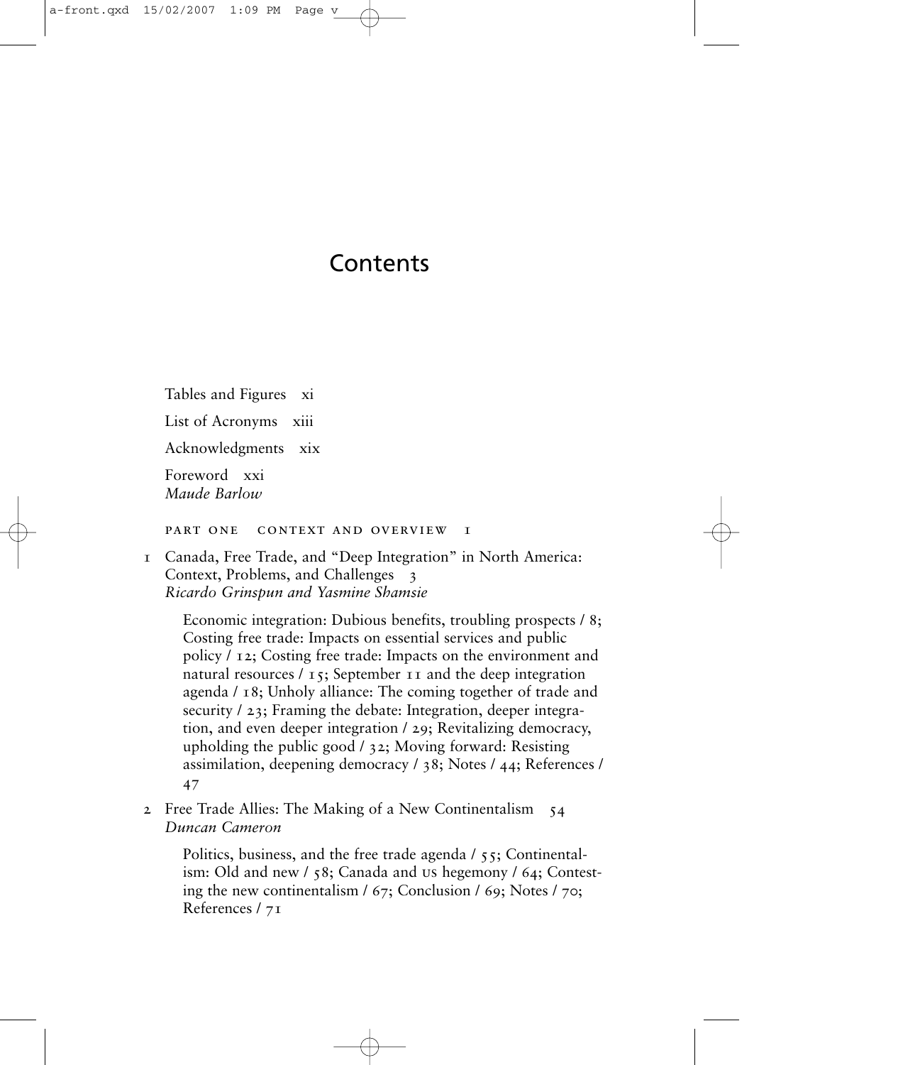# Contents

Tables and Figures xi

List of Acronyms xiii

Acknowledgments xix

Foreword xxi
*Maude Barlow*

## PART ONE CONTEXT AND OVERVIEW 1

1 Canada, Free Trade, and "Deep Integration" in North America: Context, Problems, and Challenges 3
*Ricardo Grinspun and Yasmine Shamsie*

Economic integration: Dubious benefits, troubling prospects / 8; Costing free trade: Impacts on essential services and public policy / 12; Costing free trade: Impacts on the environment and natural resources / 15; September 11 and the deep integration agenda / 18; Unholy alliance: The coming together of trade and security / 23; Framing the debate: Integration, deeper integration, and even deeper integration / 29; Revitalizing democracy, upholding the public good / 32; Moving forward: Resisting assimilation, deepening democracy / 38; Notes / 44; References / 47

2 Free Trade Allies: The Making of a New Continentalism 54
*Duncan Cameron*

Politics, business, and the free trade agenda / 55; Continentalism: Old and new / 58; Canada and US hegemony / 64; Contesting the new continentalism / 67; Conclusion / 69; Notes / 70; References / 71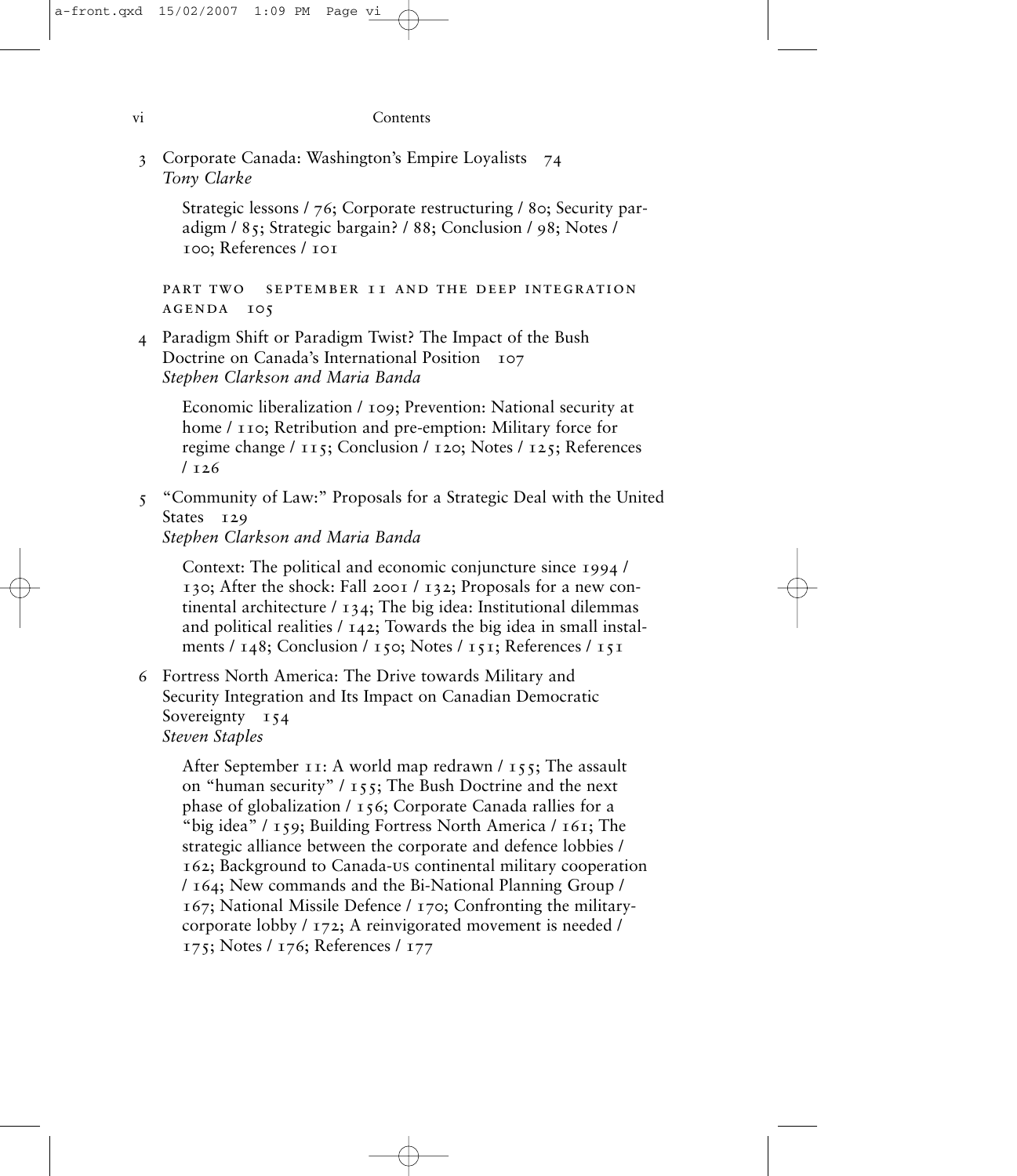3 Corporate Canada: Washington's Empire Loyalists 74
*Tony Clarke*

Strategic lessons / 76; Corporate restructuring / 80; Security paradigm / 85; Strategic bargain? / 88; Conclusion / 98; Notes / 100; References / 101

PART TWO SEPTEMBER 11 AND THE DEEP INTEGRATION AGENDA 105

4 Paradigm Shift or Paradigm Twist? The Impact of the Bush Doctrine on Canada's International Position 107
*Stephen Clarkson and Maria Banda*

Economic liberalization / 109; Prevention: National security at home / 110; Retribution and pre-emption: Military force for regime change / 115; Conclusion / 120; Notes / 125; References / 126

5 "Community of Law:" Proposals for a Strategic Deal with the United States 129
*Stephen Clarkson and Maria Banda*

Context: The political and economic conjuncture since 1994 / 130; After the shock: Fall 2001 / 132; Proposals for a new continental architecture / 134; The big idea: Institutional dilemmas and political realities / 142; Towards the big idea in small instalments / 148; Conclusion / 150; Notes / 151; References / 151

6 Fortress North America: The Drive towards Military and Security Integration and Its Impact on Canadian Democratic Sovereignty 154
*Steven Staples*

After September 11: A world map redrawn / 155; The assault on "human security" / 155; The Bush Doctrine and the next phase of globalization / 156; Corporate Canada rallies for a "big idea" / 159; Building Fortress North America / 161; The strategic alliance between the corporate and defence lobbies / 162; Background to Canada-US continental military cooperation / 164; New commands and the Bi-National Planning Group / 167; National Missile Defence / 170; Confronting the military-corporate lobby / 172; A reinvigorated movement is needed / 175; Notes / 176; References / 177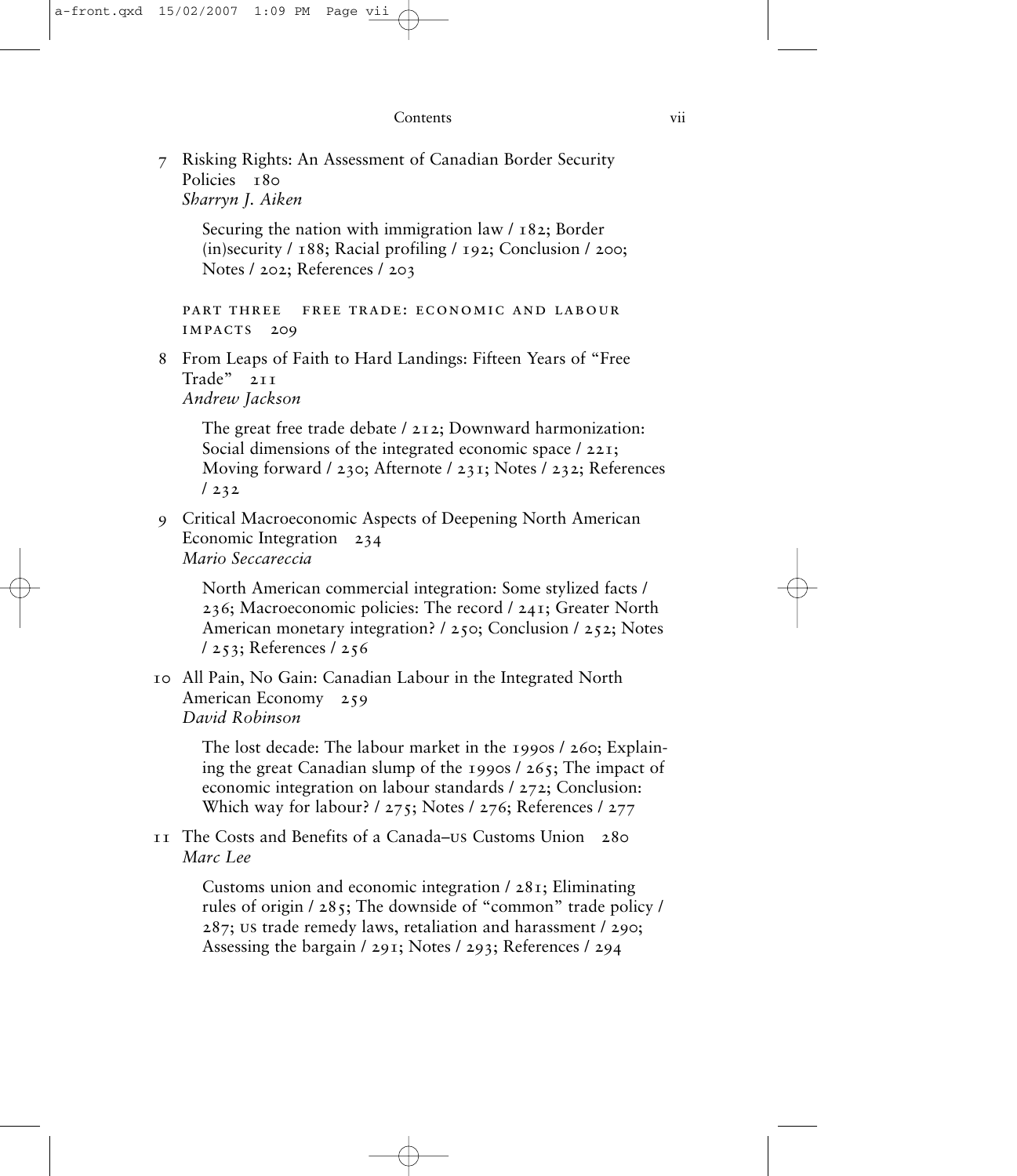7 Risking Rights: An Assessment of Canadian Border Security Policies 180
*Sharryn J. Aiken*

Securing the nation with immigration law / 182; Border (in)security / 188; Racial profiling / 192; Conclusion / 200; Notes / 202; References / 203

PART THREE FREE TRADE: ECONOMIC AND LABOUR IMPACTS 209

8 From Leaps of Faith to Hard Landings: Fifteen Years of "Free Trade" 211
*Andrew Jackson*

The great free trade debate / 212; Downward harmonization: Social dimensions of the integrated economic space / 221; Moving forward / 230; Afternote / 231; Notes / 232; References / 232

9 Critical Macroeconomic Aspects of Deepening North American Economic Integration 234
*Mario Seccareccia*

North American commercial integration: Some stylized facts / 236; Macroeconomic policies: The record / 241; Greater North American monetary integration? / 250; Conclusion / 252; Notes / 253; References / 256

10 All Pain, No Gain: Canadian Labour in the Integrated North American Economy 259
*David Robinson*

The lost decade: The labour market in the 1990s / 260; Explaining the great Canadian slump of the 1990s / 265; The impact of economic integration on labour standards / 272; Conclusion: Which way for labour? / 275; Notes / 276; References / 277

11 The Costs and Benefits of a Canada–US Customs Union 280
*Marc Lee*

Customs union and economic integration / 281; Eliminating rules of origin / 285; The downside of "common" trade policy / 287; US trade remedy laws, retaliation and harassment / 290; Assessing the bargain / 291; Notes / 293; References / 294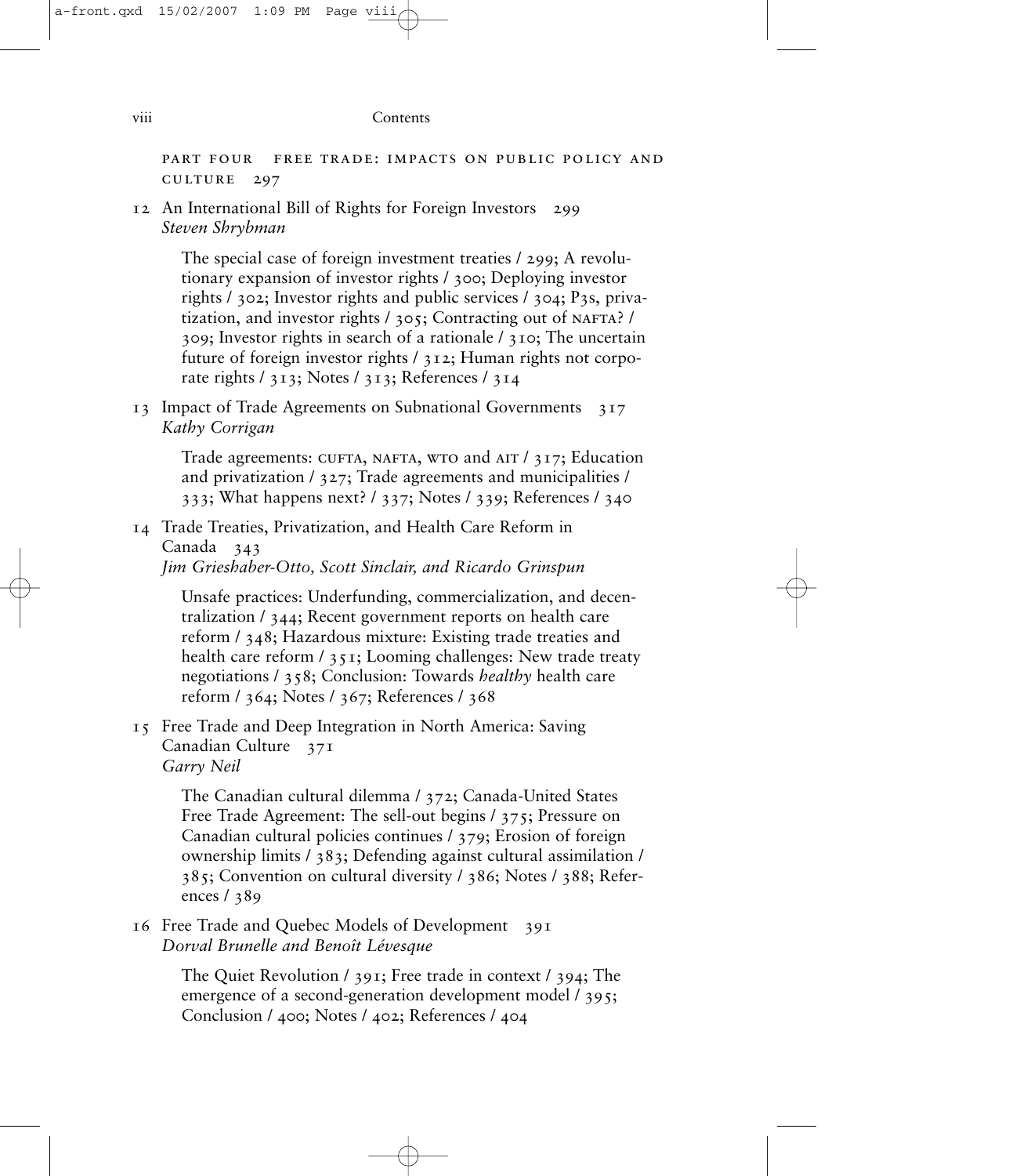PART FOUR FREE TRADE: IMPACTS ON PUBLIC POLICY AND CULTURE 297

12 An International Bill of Rights for Foreign Investors 299
*Steven Shrybman*

The special case of foreign investment treaties / 299; A revolutionary expansion of investor rights / 300; Deploying investor rights / 302; Investor rights and public services / 304; P3s, privatization, and investor rights / 305; Contracting out of NAFTA? / 309; Investor rights in search of a rationale / 310; The uncertain future of foreign investor rights / 312; Human rights not corporate rights / 313; Notes / 313; References / 314

13 Impact of Trade Agreements on Subnational Governments 317
*Kathy Corrigan*

Trade agreements: CUFTA, NAFTA, WTO and AIT / 317; Education and privatization / 327; Trade agreements and municipalities / 333; What happens next? / 337; Notes / 339; References / 340

14 Trade Treaties, Privatization, and Health Care Reform in Canada 343
*Jim Grieshaber-Otto, Scott Sinclair, and Ricardo Grinspun*

Unsafe practices: Underfunding, commercialization, and decentralization / 344; Recent government reports on health care reform / 348; Hazardous mixture: Existing trade treaties and health care reform / 351; Looming challenges: New trade treaty negotiations / 358; Conclusion: Towards *healthy* health care reform / 364; Notes / 367; References / 368

15 Free Trade and Deep Integration in North America: Saving Canadian Culture 371
*Garry Neil*

The Canadian cultural dilemma / 372; Canada-United States Free Trade Agreement: The sell-out begins / 375; Pressure on Canadian cultural policies continues / 379; Erosion of foreign ownership limits / 383; Defending against cultural assimilation / 385; Convention on cultural diversity / 386; Notes / 388; References / 389

16 Free Trade and Quebec Models of Development 391
*Dorval Brunelle and Benoît Lévesque*

The Quiet Revolution / 391; Free trade in context / 394; The emergence of a second-generation development model / 395; Conclusion / 400; Notes / 402; References / 404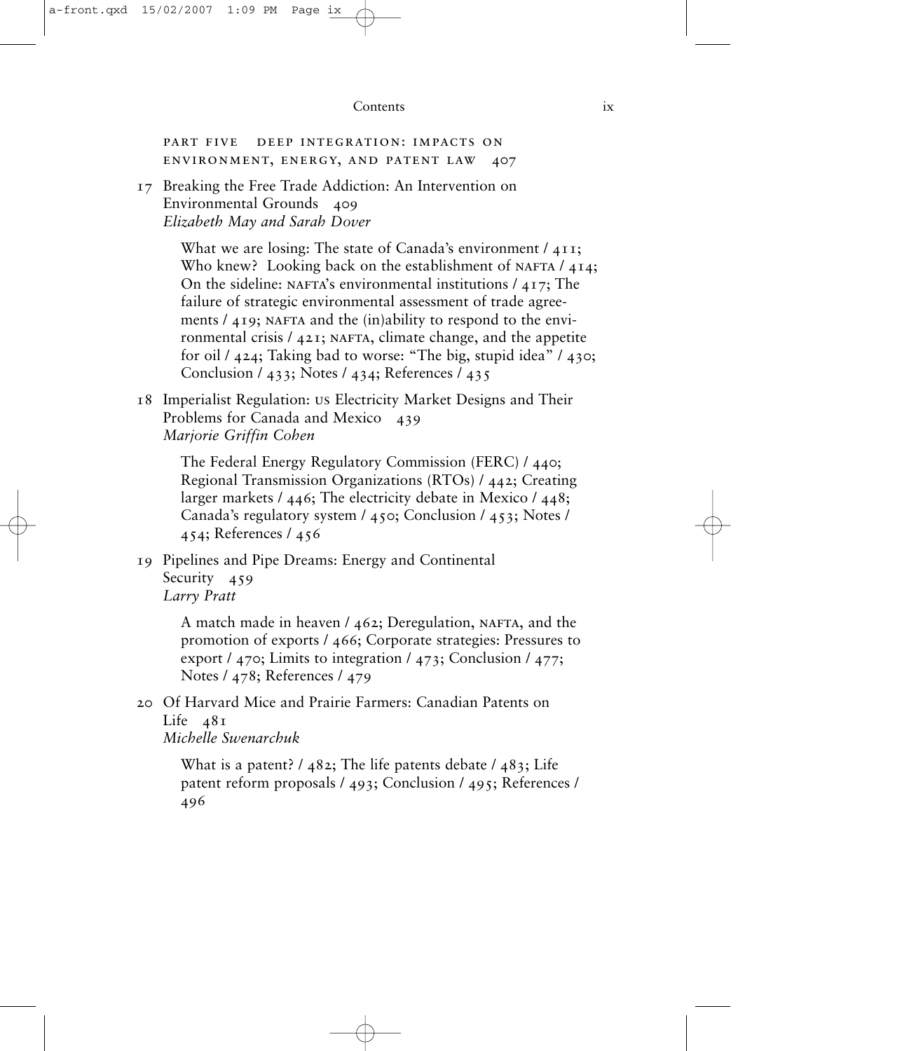PART FIVE DEEP INTEGRATION: IMPACTS ON ENVIRONMENT, ENERGY, AND PATENT LAW 407

17 Breaking the Free Trade Addiction: An Intervention on Environmental Grounds 409
*Elizabeth May and Sarah Dover*

What we are losing: The state of Canada's environment / 411; Who knew? Looking back on the establishment of NAFTA / 414; On the sideline: NAFTA's environmental institutions / 417; The failure of strategic environmental assessment of trade agreements / 419; NAFTA and the (in)ability to respond to the environmental crisis / 421; NAFTA, climate change, and the appetite for oil / 424; Taking bad to worse: "The big, stupid idea" / 430; Conclusion / 433; Notes / 434; References / 435

18 Imperialist Regulation: US Electricity Market Designs and Their Problems for Canada and Mexico 439
*Marjorie Griffin Cohen*

The Federal Energy Regulatory Commission (FERC) / 440; Regional Transmission Organizations (RTOs) / 442; Creating larger markets / 446; The electricity debate in Mexico / 448; Canada's regulatory system / 450; Conclusion / 453; Notes / 454; References / 456

19 Pipelines and Pipe Dreams: Energy and Continental Security 459
*Larry Pratt*

A match made in heaven / 462; Deregulation, NAFTA, and the promotion of exports / 466; Corporate strategies: Pressures to export / 470; Limits to integration / 473; Conclusion / 477; Notes / 478; References / 479

20 Of Harvard Mice and Prairie Farmers: Canadian Patents on Life 481
*Michelle Swenarchuk*

What is a patent? / 482; The life patents debate / 483; Life patent reform proposals / 493; Conclusion / 495; References / 496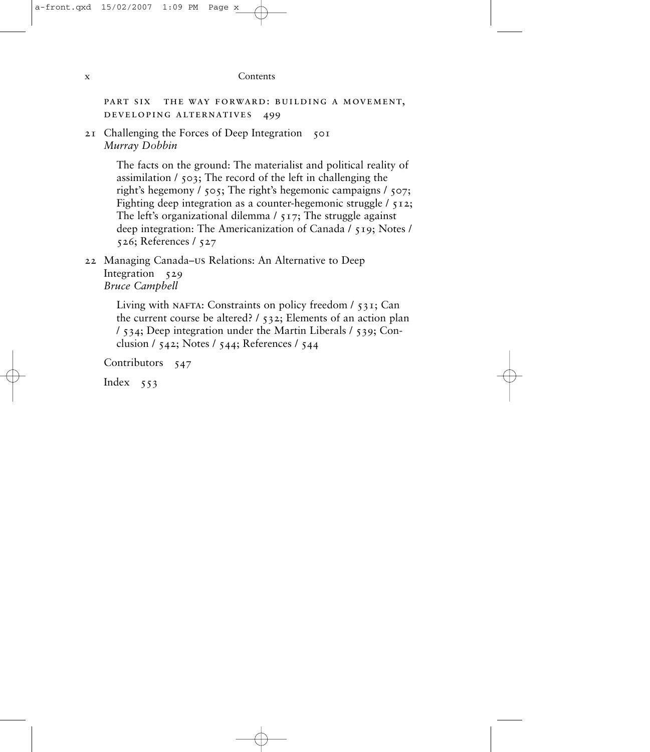PART SIX THE WAY FORWARD: BUILDING A MOVEMENT, DEVELOPING ALTERNATIVES 499

21 Challenging the Forces of Deep Integration 501
*Murray Dobbin*

The facts on the ground: The materialist and political reality of assimilation / 503; The record of the left in challenging the right's hegemony / 505; The right's hegemonic campaigns / 507; Fighting deep integration as a counter-hegemonic struggle / 512; The left's organizational dilemma / 517; The struggle against deep integration: The Americanization of Canada / 519; Notes / 526; References / 527

22 Managing Canada–US Relations: An Alternative to Deep Integration 529
*Bruce Campbell*

Living with NAFTA: Constraints on policy freedom / 531; Can the current course be altered? / 532; Elements of an action plan / 534; Deep integration under the Martin Liberals / 539; Conclusion / 542; Notes / 544; References / 544

Contributors 547

Index 553